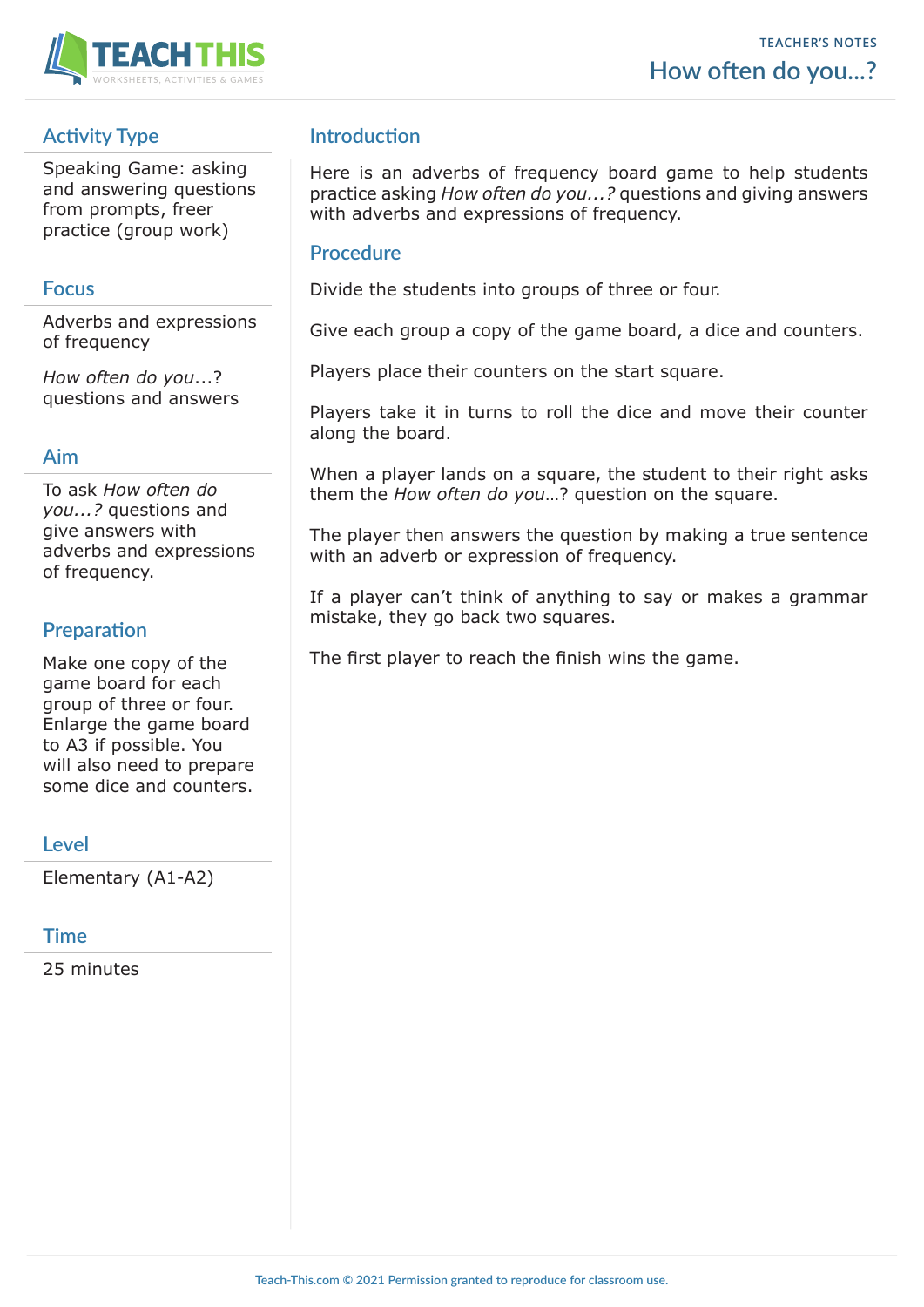TEACHER'S NOTES

# How often do you...?

## Activity Type

Speaking Game: asking and answering questions from prompts, freer practice (group work)

## Focus

Adverbs and expressions of frequency

*How often do you*...? questions and answers

## Aim

To ask *How often do you...?* questions and give answers with adverbs and expressions of frequency.

## Preparation

Make one copy of the game board for each group of three or four. Enlarge the game board to A3 if possible. You will also need to prepare some dice and counters.

## Level

Elementary (A1-A2)

## Time

25 minutes

## Introduction

Here is an adverbs of frequency board game to help students practice asking *How often do you...?* questions and giving answers with adverbs and expressions of frequency.

## Procedure

Divide the students into groups of three or four.

Give each group a copy of the game board, a dice and counters.

Players place their counters on the start square.

Players take it in turns to roll the dice and move their counter along the board.

When a player lands on a square, the student to their right asks them the *How often do you*...? question on the square.

The player then answers the question by making a true sentence with an adverb or expression of frequency.

If a player can't think of anything to say or makes a grammar mistake, they go back two squares.

The first player to reach the finish wins the game.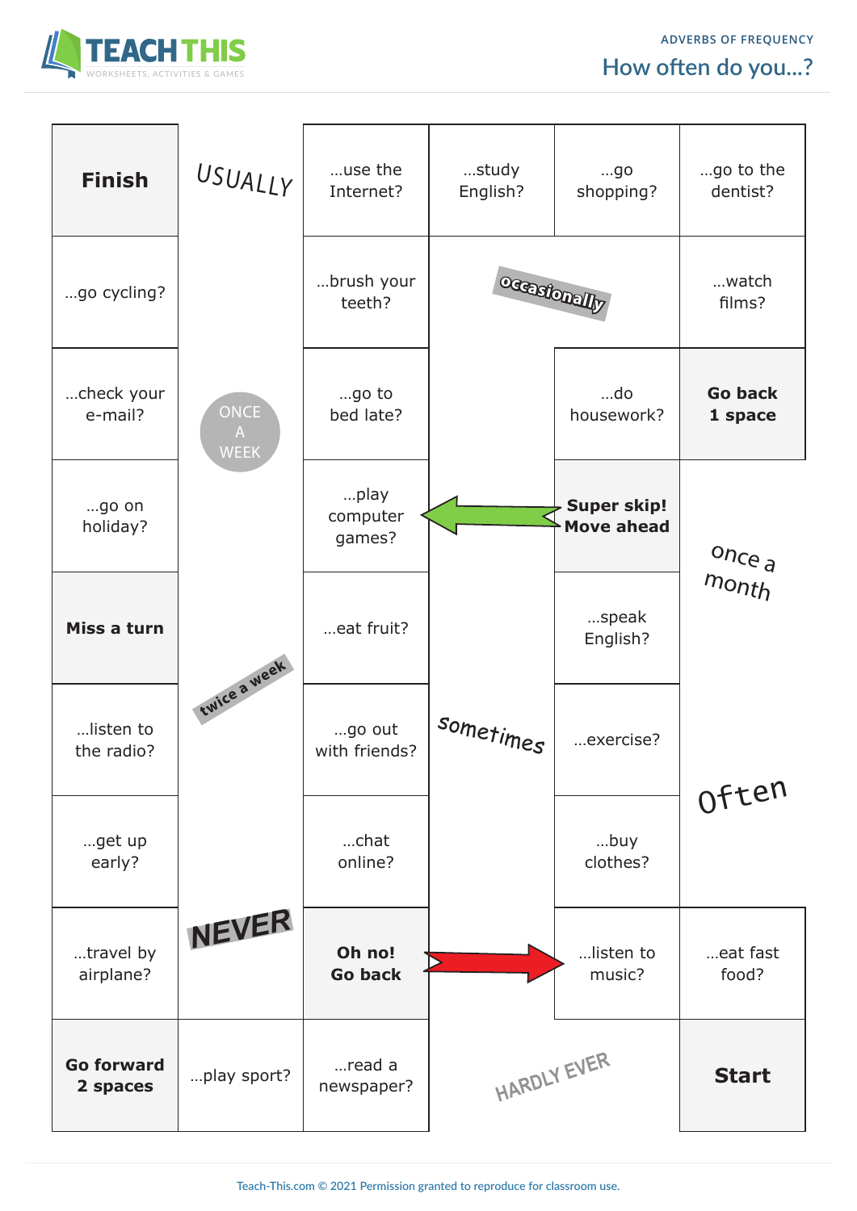ADVERBS OF FREQUENCY

# How often do you...?

| | | | | | |
|---|---|---|---|---|---|
| **Finish** | USUALLY | ...use the Internet? | ...study English? | ...go shopping? | ...go to the dentist? |
| ...go cycling? | | ...brush your teeth? | occasionally | | ...watch films? |
| ...check your e-mail? | ONCE A WEEK | ...go to bed late? | | ...do housework? | **Go back 1 space** |
| ...go on holiday? | | ...play computer games? | | **Super skip! Move ahead** | once a month |
| **Miss a turn** | | ...eat fruit? | | ...speak English? | |
| ...listen to the radio? | twice a week | ...go out with friends? | sometimes | ...exercise? | |
| ...get up early? | | ...chat online? | | ...buy clothes? | often |
| ...travel by airplane? | NEVER | **Oh no! Go back** | | ...listen to music? | ...eat fast food? |
| **Go forward 2 spaces** | ...play sport? | ...read a newspaper? | HARDLY EVER | | **Start** |

Teach-This.com © 2021 Permission granted to reproduce for classroom use.